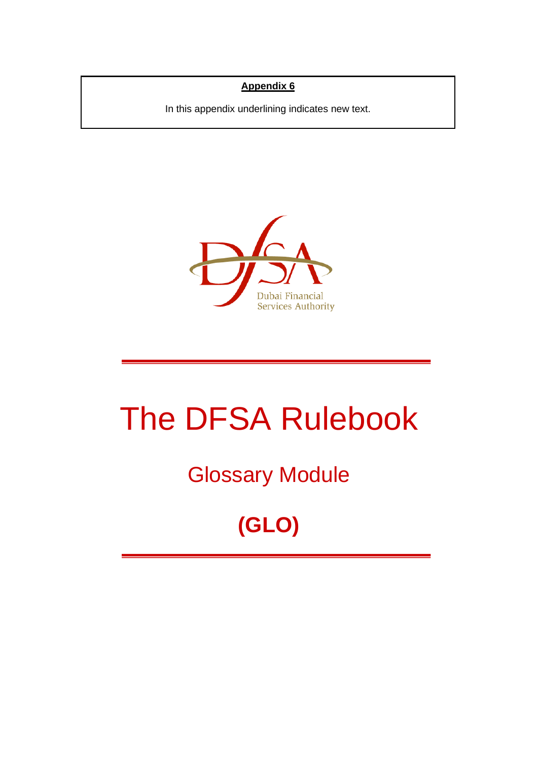**Appendix 6**

In this appendix underlining indicates new text.

Dubai Financial Services Authority

# The DFSA Rulebook

## Glossary Module

## (GLO)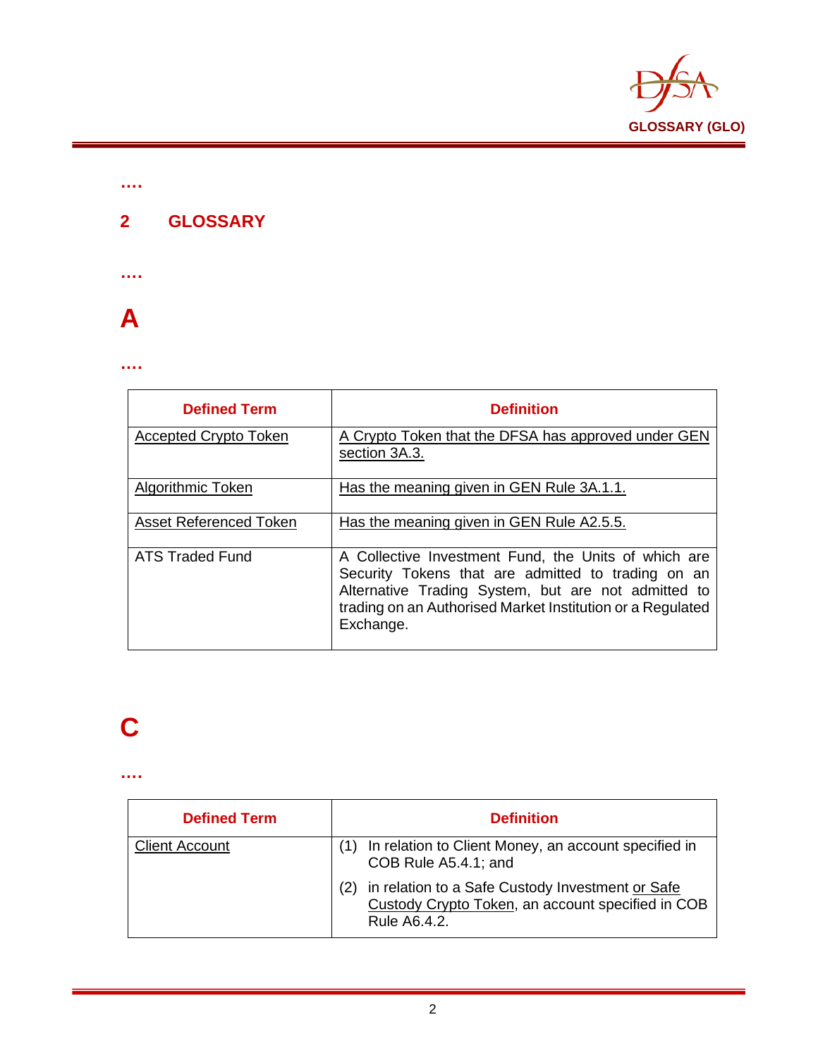….

## 2 GLOSSARY

….

# A

….

| Defined Term | Definition |
|---|---|
| Accepted Crypto Token | A Crypto Token that the DFSA has approved under GEN section 3A.3. |
| Algorithmic Token | Has the meaning given in GEN Rule 3A.1.1. |
| Asset Referenced Token | Has the meaning given in GEN Rule A2.5.5. |
| ATS Traded Fund | A Collective Investment Fund, the Units of which are Security Tokens that are admitted to trading on an Alternative Trading System, but are not admitted to trading on an Authorised Market Institution or a Regulated Exchange. |

# C

….

| Defined Term | Definition |
|---|---|
| Client Account | (1) In relation to Client Money, an account specified in COB Rule A5.4.1; and (2) in relation to a Safe Custody Investment or Safe Custody Crypto Token, an account specified in COB Rule A6.4.2. |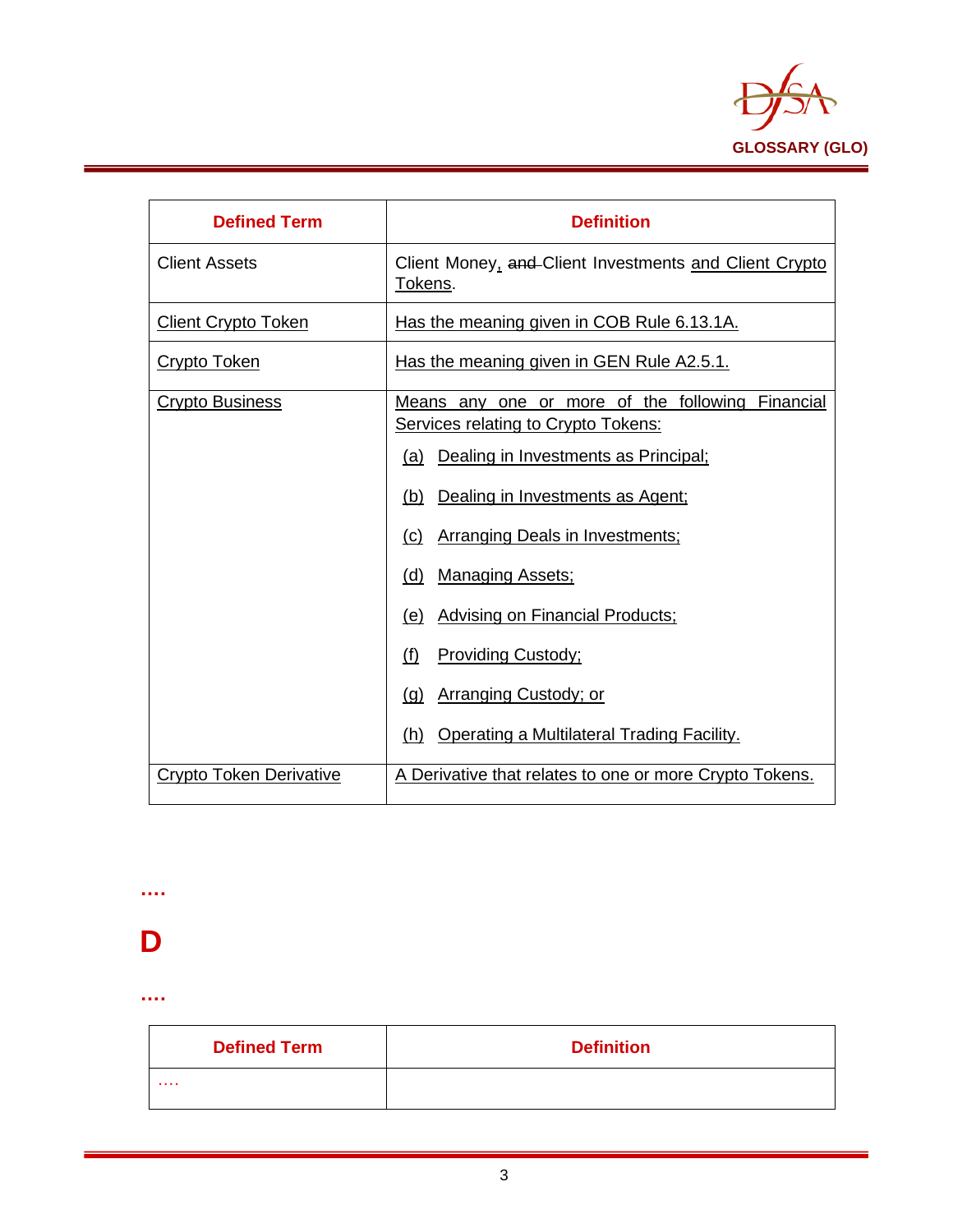| Defined Term | Definition |
|---|---|
| Client Assets | Client Money, ~~and~~ Client Investments and Client Crypto Tokens. |
| Client Crypto Token | Has the meaning given in COB Rule 6.13.1A. |
| Crypto Token | Has the meaning given in GEN Rule A2.5.1. |
| Crypto Business | Means any one or more of the following Financial Services relating to Crypto Tokens:<br>(a) Dealing in Investments as Principal;<br>(b) Dealing in Investments as Agent;<br>(c) Arranging Deals in Investments;<br>(d) Managing Assets;<br>(e) Advising on Financial Products;<br>(f) Providing Custody;<br>(g) Arranging Custody; or<br>(h) Operating a Multilateral Trading Facility. |
| Crypto Token Derivative | A Derivative that relates to one or more Crypto Tokens. |

….

# D

….

| Defined Term | Definition |
|---|---|
| …. | |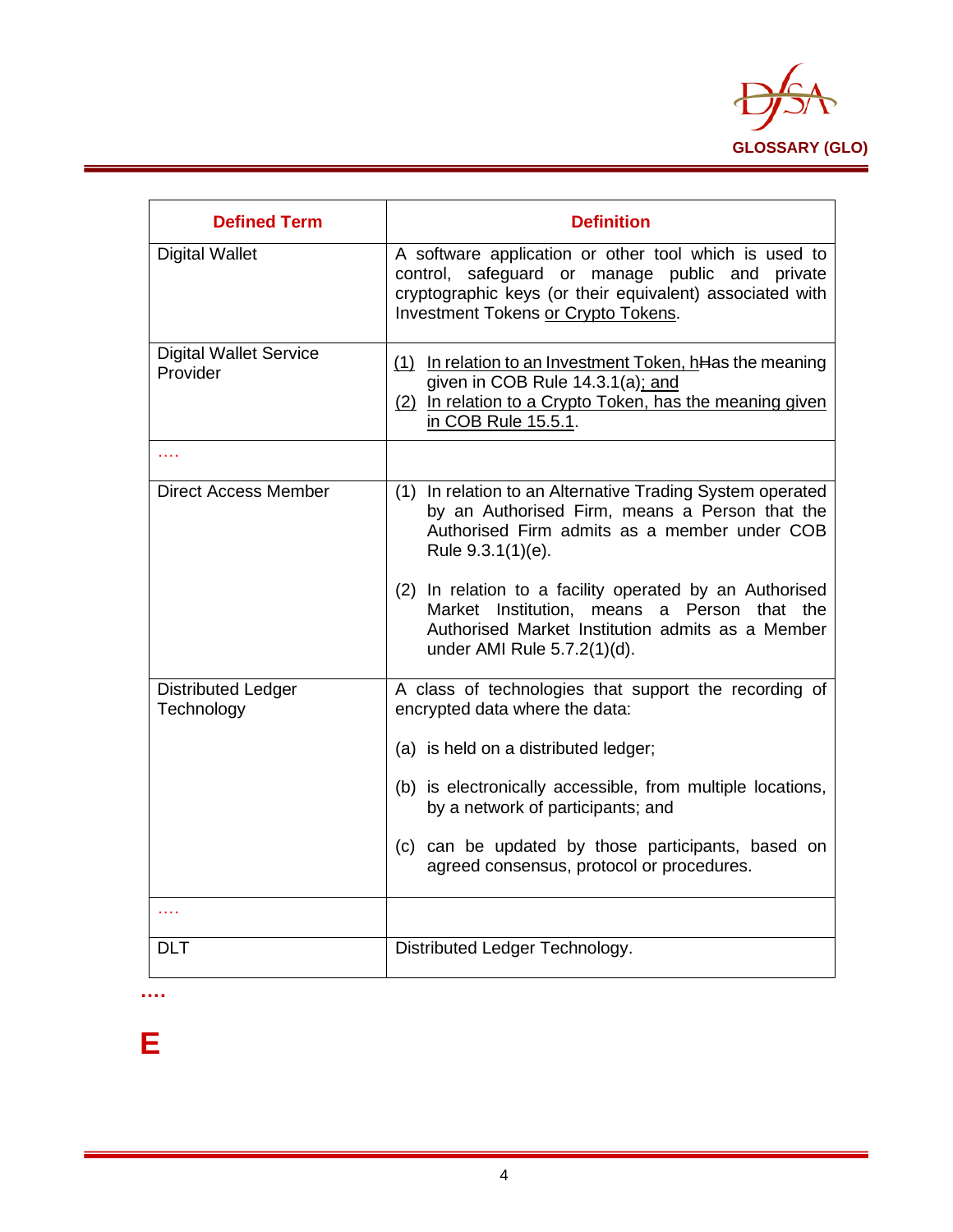| Defined Term | Definition |
|---|---|
| Digital Wallet | A software application or other tool which is used to control, safeguard or manage public and private cryptographic keys (or their equivalent) associated with Investment Tokens or Crypto Tokens. |
| Digital Wallet Service Provider | (1) In relation to an Investment Token, hHas the meaning given in COB Rule 14.3.1(a); and<br>(2) In relation to a Crypto Token, has the meaning given in COB Rule 15.5.1. |
| …. | |
| Direct Access Member | (1) In relation to an Alternative Trading System operated by an Authorised Firm, means a Person that the Authorised Firm admits as a member under COB Rule 9.3.1(1)(e).<br><br>(2) In relation to a facility operated by an Authorised Market Institution, means a Person that the Authorised Market Institution admits as a Member under AMI Rule 5.7.2(1)(d). |
| Distributed Ledger Technology | A class of technologies that support the recording of encrypted data where the data:<br><br>(a) is held on a distributed ledger;<br><br>(b) is electronically accessible, from multiple locations, by a network of participants; and<br><br>(c) can be updated by those participants, based on agreed consensus, protocol or procedures. |
| …. | |
| DLT | Distributed Ledger Technology. |

**….**

# E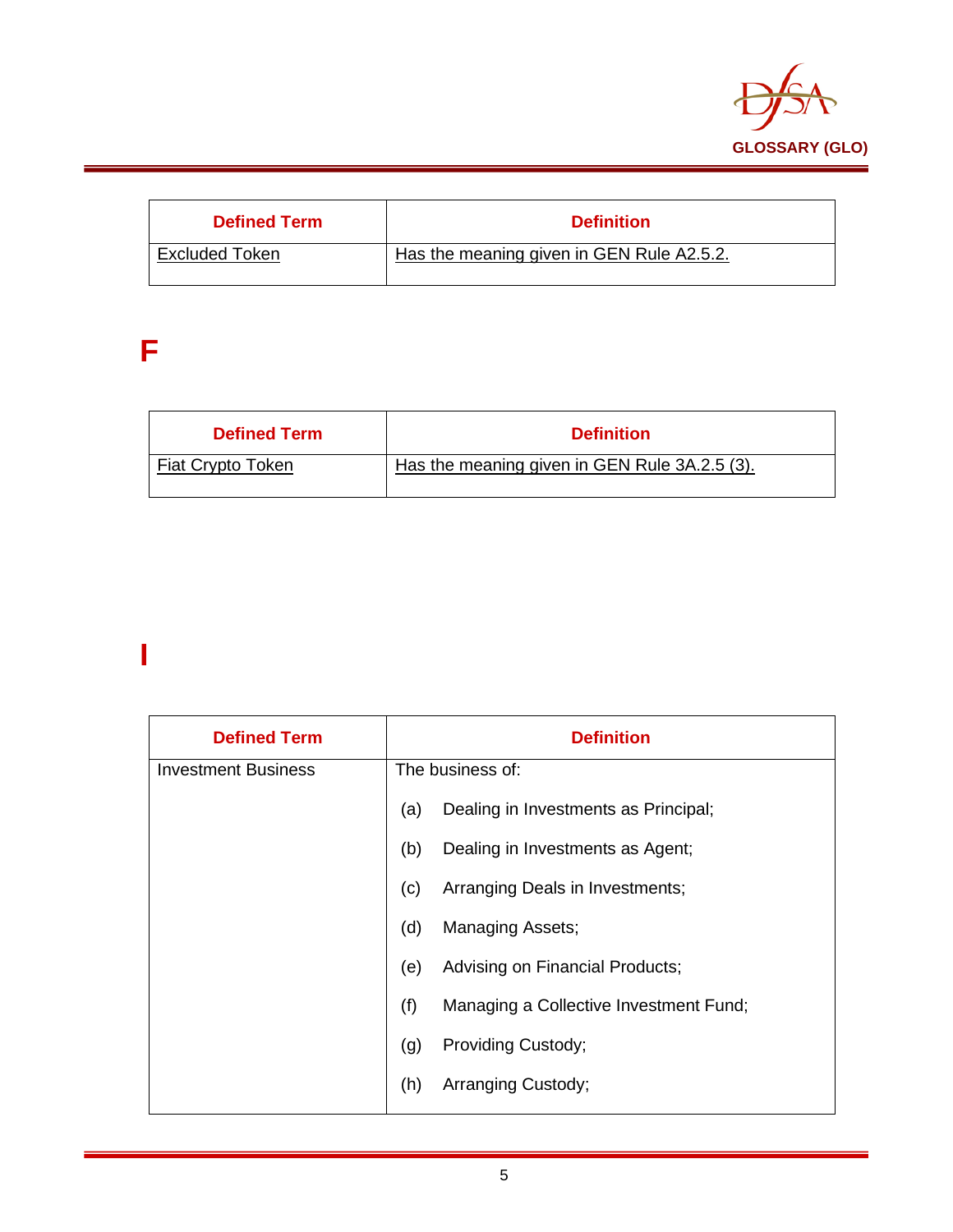| Defined Term | Definition |
|---|---|
| Excluded Token | Has the meaning given in GEN Rule A2.5.2. |

# F

| Defined Term | Definition |
|---|---|
| Fiat Crypto Token | Has the meaning given in GEN Rule 3A.2.5 (3). |

# I

| Defined Term | Definition |
|---|---|
| Investment Business | The business of:<br><br>(a) Dealing in Investments as Principal;<br><br>(b) Dealing in Investments as Agent;<br><br>(c) Arranging Deals in Investments;<br><br>(d) Managing Assets;<br><br>(e) Advising on Financial Products;<br><br>(f) Managing a Collective Investment Fund;<br><br>(g) Providing Custody;<br><br>(h) Arranging Custody; |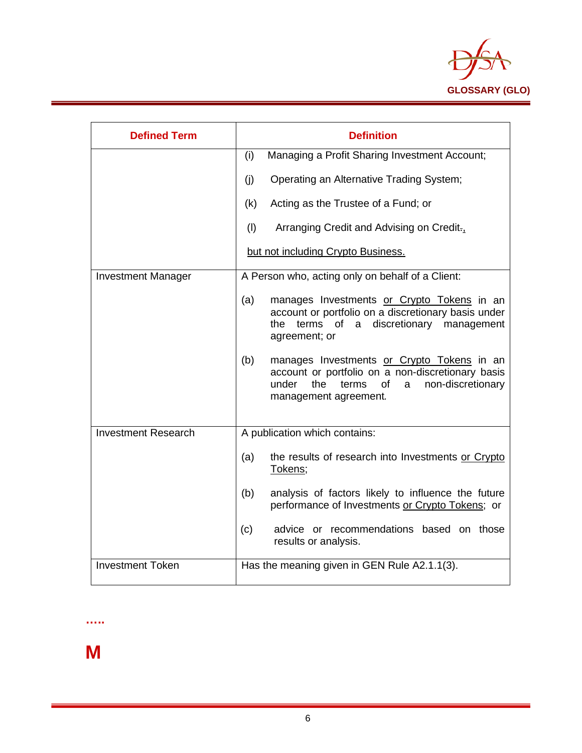| Defined Term | Definition |
| --- | --- |
| | (i) Managing a Profit Sharing Investment Account;<br><br>(j) Operating an Alternative Trading System;<br><br>(k) Acting as the Trustee of a Fund; or<br><br>(l) Arranging Credit and Advising on Credit.,<br><br>but not including Crypto Business. |
| Investment Manager | A Person who, acting only on behalf of a Client:<br><br>(a) manages Investments or Crypto Tokens in an account or portfolio on a discretionary basis under the terms of a discretionary management agreement; or<br><br>(b) manages Investments or Crypto Tokens in an account or portfolio on a non-discretionary basis under the terms of a non-discretionary management agreement. |
| Investment Research | A publication which contains:<br><br>(a) the results of research into Investments or Crypto Tokens;<br><br>(b) analysis of factors likely to influence the future performance of Investments or Crypto Tokens; or<br><br>(c) advice or recommendations based on those results or analysis. |
| Investment Token | Has the meaning given in GEN Rule A2.1.1(3). |

…..

# M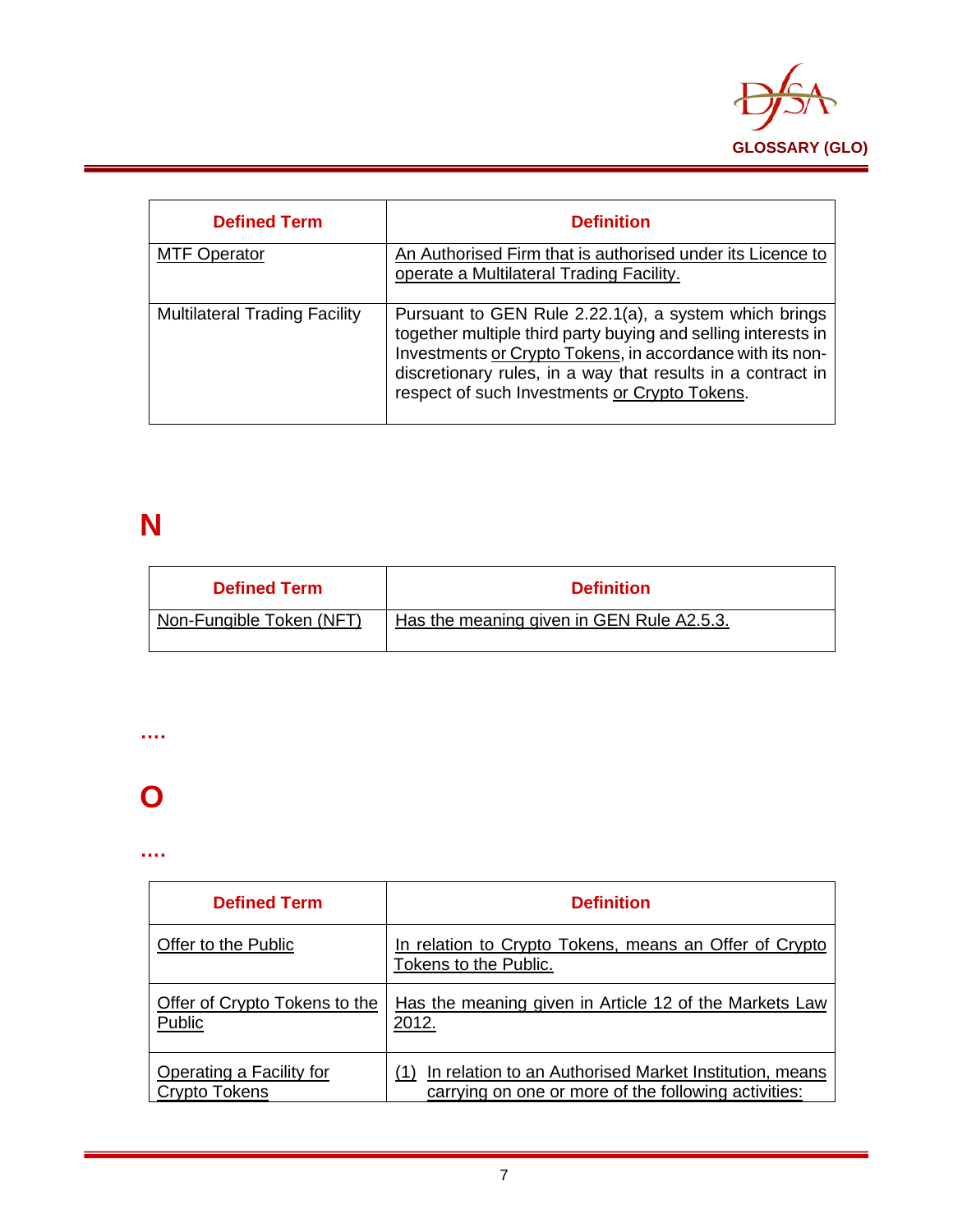| Defined Term | Definition |
|---|---|
| MTF Operator | An Authorised Firm that is authorised under its Licence to operate a Multilateral Trading Facility. |
| Multilateral Trading Facility | Pursuant to GEN Rule 2.22.1(a), a system which brings together multiple third party buying and selling interests in Investments or Crypto Tokens, in accordance with its non-discretionary rules, in a way that results in a contract in respect of such Investments or Crypto Tokens. |

# N

| Defined Term | Definition |
|---|---|
| Non-Fungible Token (NFT) | Has the meaning given in GEN Rule A2.5.3. |

….

# O

….

| Defined Term | Definition |
|---|---|
| Offer to the Public | In relation to Crypto Tokens, means an Offer of Crypto Tokens to the Public. |
| Offer of Crypto Tokens to the Public | Has the meaning given in Article 12 of the Markets Law 2012. |
| Operating a Facility for Crypto Tokens | (1) In relation to an Authorised Market Institution, means carrying on one or more of the following activities: |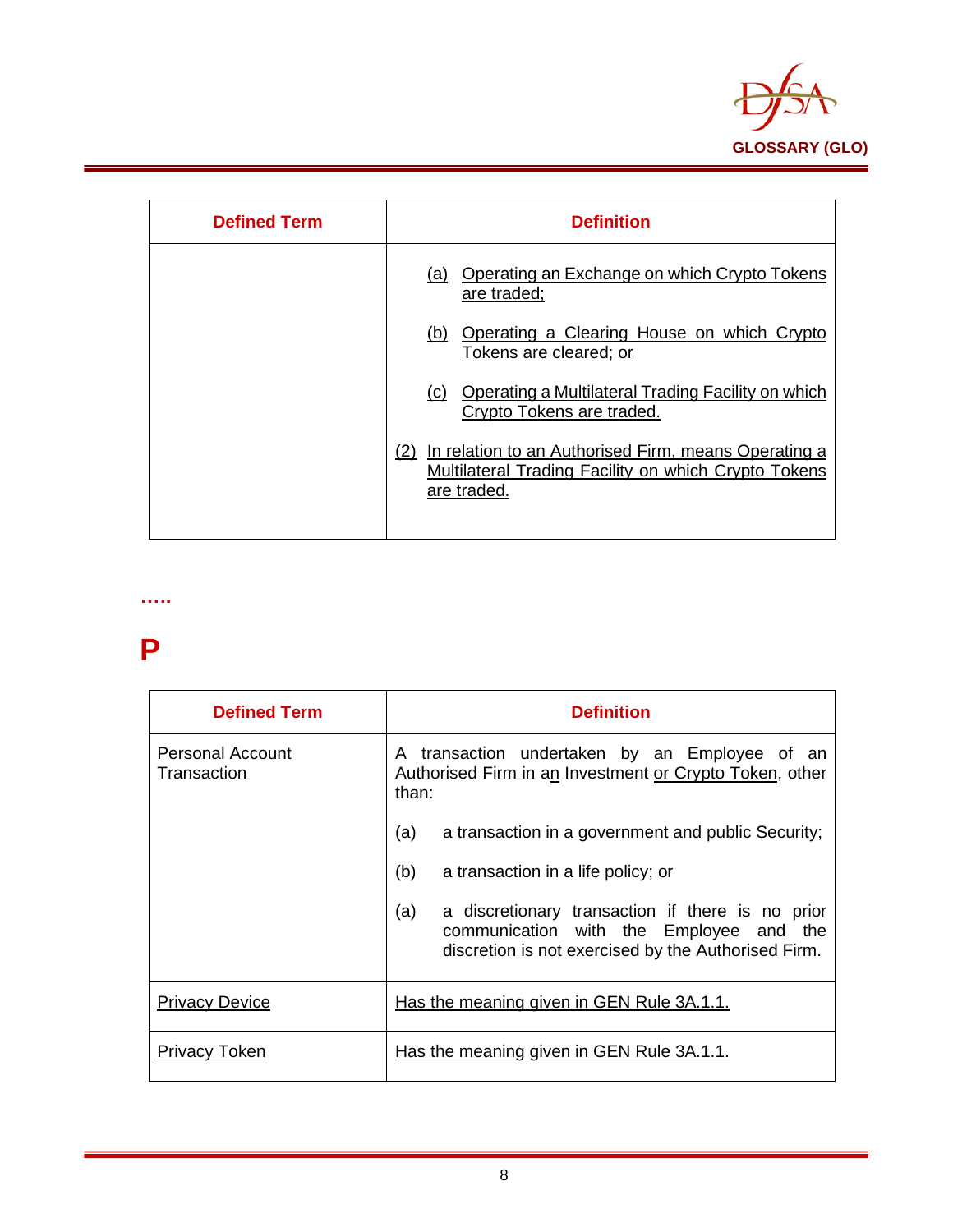| Defined Term | Definition |
|---|---|
| | (a) Operating an Exchange on which Crypto Tokens are traded;<br><br>(b) Operating a Clearing House on which Crypto Tokens are cleared; or<br><br>(c) Operating a Multilateral Trading Facility on which Crypto Tokens are traded.<br><br>(2) In relation to an Authorised Firm, means Operating a Multilateral Trading Facility on which Crypto Tokens are traded. |

…..

# P

| Defined Term | Definition |
|---|---|
| Personal Account Transaction | A transaction undertaken by an Employee of an Authorised Firm in an Investment or Crypto Token, other than:<br><br>(a) a transaction in a government and public Security;<br><br>(b) a transaction in a life policy; or<br><br>(a) a discretionary transaction if there is no prior communication with the Employee and the discretion is not exercised by the Authorised Firm. |
| Privacy Device | Has the meaning given in GEN Rule 3A.1.1. |
| Privacy Token | Has the meaning given in GEN Rule 3A.1.1. |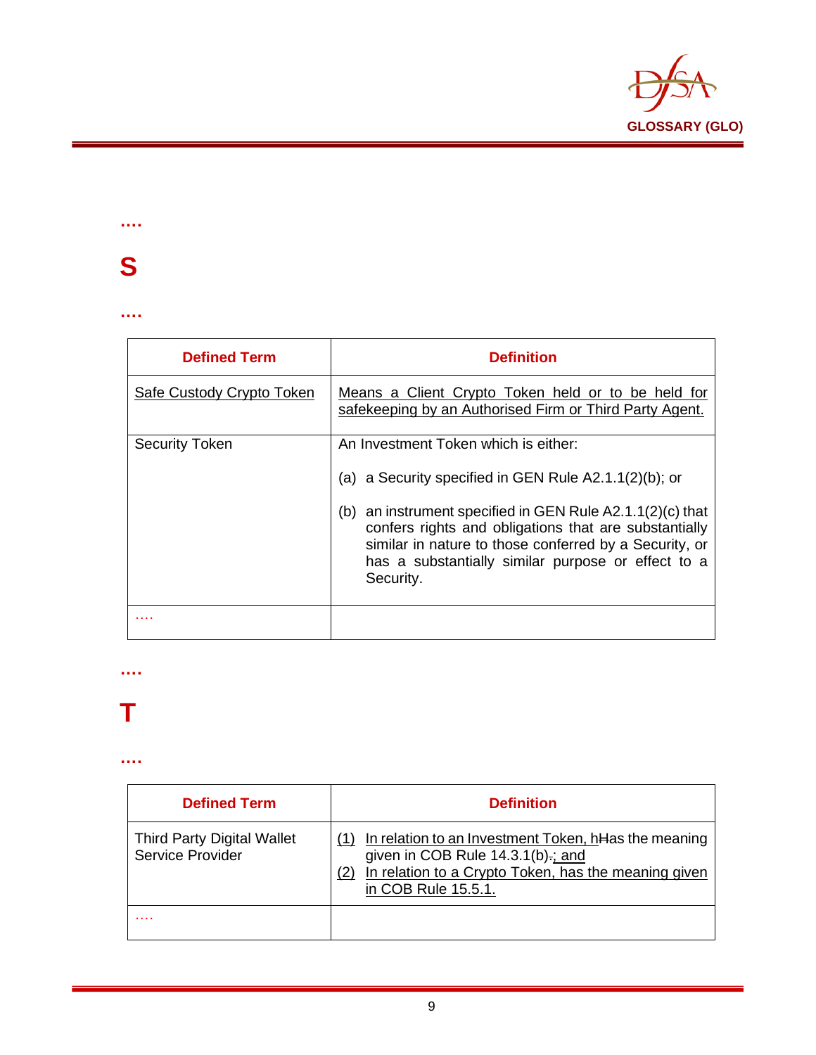….

# S

….

| Defined Term | Definition |
|---|---|
| Safe Custody Crypto Token | Means a Client Crypto Token held or to be held for safekeeping by an Authorised Firm or Third Party Agent. |
| Security Token | An Investment Token which is either:<br><br>(a) a Security specified in GEN Rule A2.1.1(2)(b); or<br><br>(b) an instrument specified in GEN Rule A2.1.1(2)(c) that confers rights and obligations that are substantially similar in nature to those conferred by a Security, or has a substantially similar purpose or effect to a Security. |
| …. | |

….

# T

….

| Defined Term | Definition |
|---|---|
| Third Party Digital Wallet Service Provider | (1) In relation to an Investment Token, hHas the meaning given in COB Rule 14.3.1(b).; and<br>(2) In relation to a Crypto Token, has the meaning given in COB Rule 15.5.1. |
| …. | |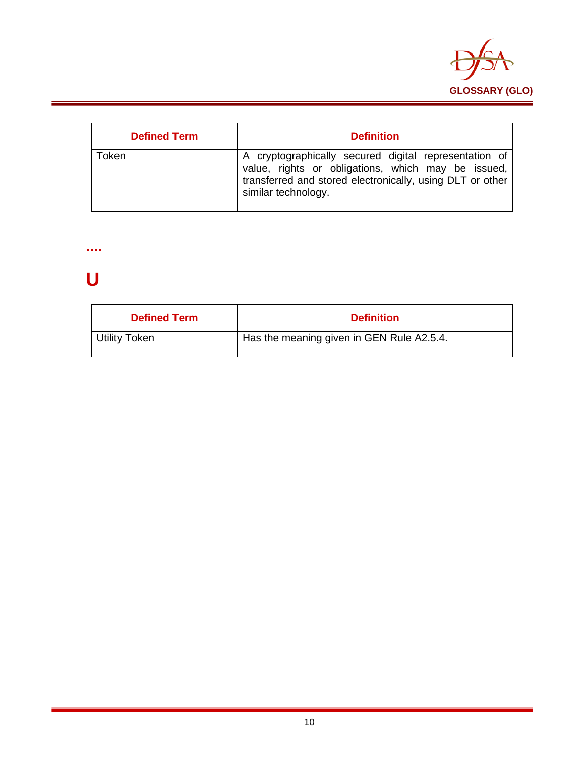| Defined Term | Definition |
| --- | --- |
| Token | A cryptographically secured digital representation of value, rights or obligations, which may be issued, transferred and stored electronically, using DLT or other similar technology. |

….

# U

| Defined Term | Definition |
| --- | --- |
| Utility Token | Has the meaning given in GEN Rule A2.5.4. |